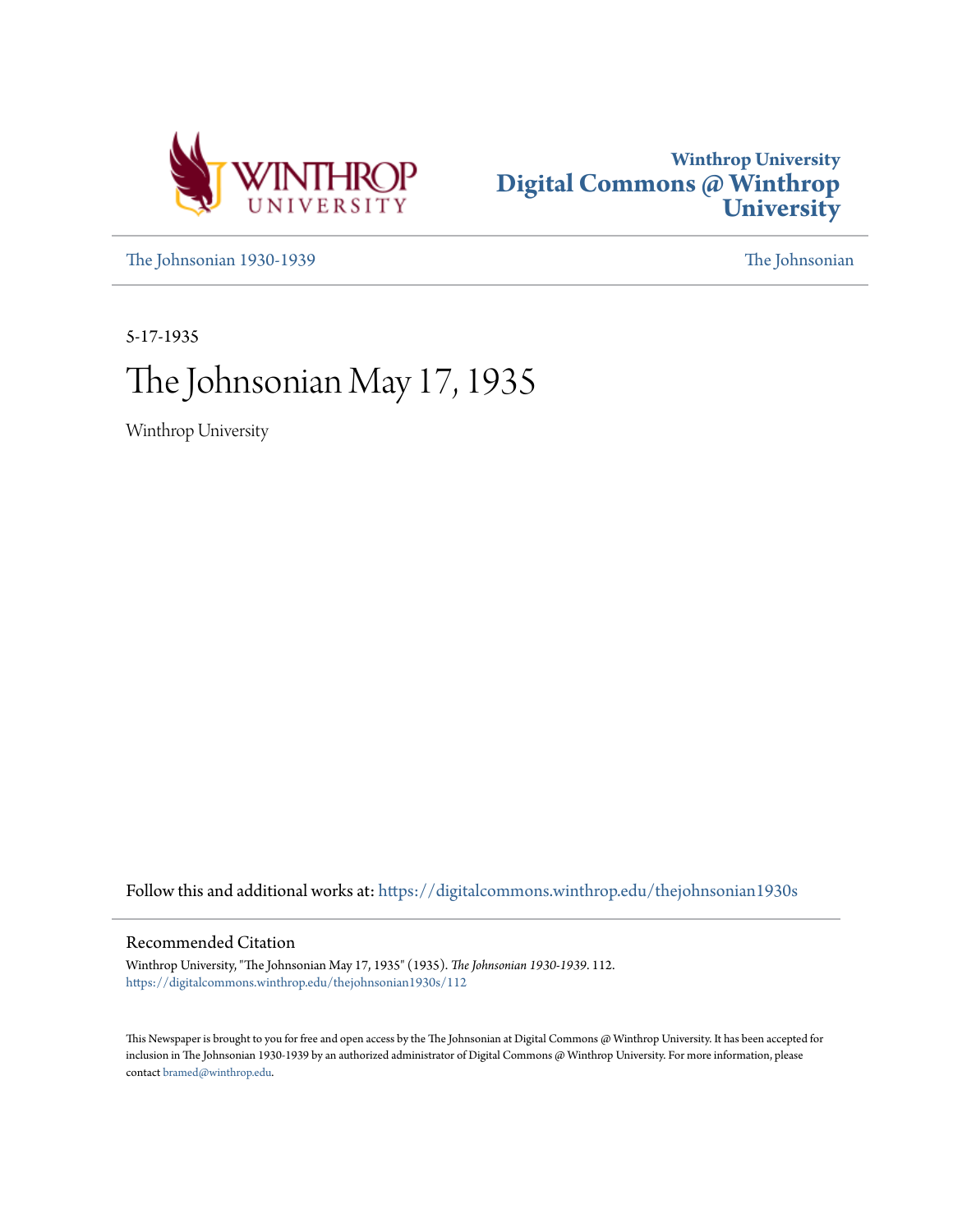Winthrop University
Digital Commons @ Winthrop University

The Johnsonian 1930-1939

The Johnsonian

5-17-1935

# The Johnsonian May 17, 1935

Winthrop University

Follow this and additional works at: https://digitalcommons.winthrop.edu/thejohnsonian1930s

## Recommended Citation

Winthrop University, "The Johnsonian May 17, 1935" (1935). *The Johnsonian 1930-1939*. 112.
https://digitalcommons.winthrop.edu/thejohnsonian1930s/112

This Newspaper is brought to you for free and open access by the The Johnsonian at Digital Commons @ Winthrop University. It has been accepted for inclusion in The Johnsonian 1930-1939 by an authorized administrator of Digital Commons @ Winthrop University. For more information, please contact bramed@winthrop.edu.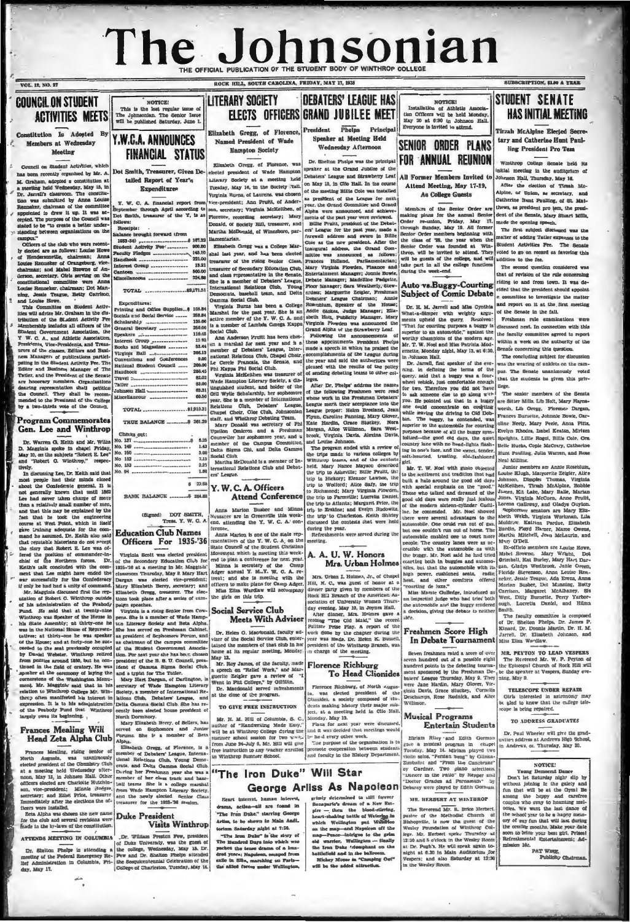# The Johnsonian

THE OFFICIAL PUBLICATION OF THE STUDENT BODY OF WINTHROP COLLEGE

VOL. 12, NO. 27 — ROCK HILL, SOUTH CAROLINA, FRIDAY, MAY 17, 1935 — SUBSCRIPTION, $1.00 A YEAR

## COUNCIL ON STUDENT ACTIVITIES MEETS

### Constitution Is Adopted By Members at Wednesday Meeting

Council on Student Activities, which has been recently organized by Mr. A. M. Graham, adopted a constitution at a meeting held Wednesday, May 15, in Dr. Jarrell's classroom. The constitution was submitted by Anna Louise Renneker, chairman of the committee appointed to draw it up. It was accepted. The purpose of the Council was stated to be "to create a better understanding between organizations on the campus."

Officers of the club who were recently elected are as follows: Louise Howe of Hendersonville, chairman; Anna Louise Renneker of Orangeburg, vice-chairman; and Mabel Browne of Anderson, secretary. Girls serving on the constitutional committee were Anna Louise Renneker, chairman; Dot Manning, Jessie Teague, Betty Carrison, and Louise Howe.

This Committee on Student Activities will advise Mr. Graham in the distribution of the Student Activity Fee. Membership includes all officers of the Student Government Association, the Y. W. C. A., and Athletic Association, Presidents, Vice-Presidents, and Treasurers of the classes, Editors and Business Managers of publications participating in the Student Activity Fee, The Editor and Business Manager of the Tatler, and the President of the Senate are honorary members. Organizations desiring representation shall petition the Council. They shall be recommended to the President of the College by a two-thirds vote of the Council.

## Program Commemorates Gen. Lee and Winthrop

Dr. Warren G. Keith and Mr. Willis D. Magginis spoke in chapel Friday, May 10, on the subjects "Robert E. Lee" and "Robert C. Winthrop," respectively.

In discussing Lee, Dr. Keith said that most people had their minds closed about the Confederate general. It is not generally known that until 1862 Lee had never taken charge of more than a relatively small number of men, and that this may be explained by the fact that he took the engineering course at West Point, which in itself gave training adequate for the command he assumed. Dr. Keith also said that reputable historians do not accept the story that Robert E. Lee was offered the position of commander-in-chief of the Northern forces. Dr. Keith's talk concluded with the comment that Lee might have ended the war successfully for the Confederacy if only he had had a unity of command.

Mr. Magginis discussed first the reputation of Robert C. Winthrop outside of his administration of the Peabody Fund. He said that at twenty-nine Winthrop was Speaker of the House in his State Assembly; at thirty-one he was in the National House of Representatives; at thirty-one he was speaker of the House; and at forty-one he succeeded to the seat previously occupied by Daniel Webster. Winthrop retired from political activity in 1850, but he continued in the field of oratory. He was speaker at the ceremony of laying the cornerstone of the Washington Monument. Mr. Magginis said that in his relation to Winthrop College Mr. Winthrop often manifested his interest in expression. It is to his administration of the Peabody Fund that Winthrop largely owes its beginning.

## Frances Mealing Will Head Zeta Alpha Club

Frances Mealing, rising senior of North Augusta, was unanimously elected president of the Chemistry Club at a meeting held Wednesday afternoon, May 15, in Johnson Hall. Other officers elected are Charlotte Hutchinson, vice-president; Minnie Hodges, secretary; and Ethel Price, treasurer. Immediately after the elections the officers were installed.

Zeta Alpha was chosen the new name for the club and several revisions were made in the by-laws of the constitution.

### ATTENDS MEETING IN COLUMBIA

Dr. Shelton Phelps is attending a meeting of the Federal Emergency Relief Administration in Columbia, Friday, May 17.

---

**NOTICE!**

This is the last regular issue of The Johnsonian. The Senior Issue will be published Saturday, June 1.

---

## Y.W.C.A. ANNOUNCES FINANCIAL STATUS

### Dot Smith, Treasurer, Gives Detailed Report of Year's Expenditures

Y. W. C. A. financial report from September through April according to Dot Smith, treasurer of the Y, is as follows:

Receipts:

| | |
|---|---|
| Balance brought forward (from 1933-34) | $ 167.32 |
| Student Activity Fee | 900.00 |
| Faculty Pledges | 145.10 |
| Handbook | 221.00 |
| Interest Group | 13.21 |
| Canteen | 800.00 |
| Miscellaneous | 224.88 |
| TOTAL | $2,171.51 |

Expenditures:

| | |
|---|---|
| Printing and Office Supplies | $ 106.84 |
| Socials and Social Service | 259.84 |
| Scholarship | 135.00 |
| General Secretary | 250.00 |
| Speakers | 110.45 |
| Interest Group | 13.93 |
| Books and Magazines | 53.44 |
| Virginia Hall | 268.12 |
| Conventions and Conferences | 9.00 |
| National Student Council | 200.00 |
| Handbook | 286.45 |
| Travel | 62.02 |
| Tatler | 33.00 |
| Johnson Hall | 63.31 |
| Miscellaneous | 68.50 |
| TOTAL | $1,910.21 |
| TRUE BALANCE | $ 261.30 |

Checks out:

| | |
|---|---|
| No. 137 | $ 8.25 |
| No. 149 | 1.43 |
| No. 150 | 5.00 |
| No. 152 | 7.15 |
| No. 153 | 2.25 |
| No. 94 | 1.50 |
| | $ 25.58 |
| BANK BALANCE | $ 286.88 |

(Signed) DOT SMITH, Treas. Y. W. C. A.

## Education Club Names Officers For 1935-'36

Virginia Scott was elected president of the Secondary Education Club for 1935-'36 at a meeting in Mr. Magginis' classroom Thursday, May 9. Mary Hart Dargan was elected vice-president; Mary Elizabeth Berry, secretary; and Elizabeth Gregg, treasurer. The elections took place after a series of campaign speeches.

Virginia is a rising Senior from Cowpens. She is a member of Wade Hampton Literary Society and Beta Alpha. She has served on Freshman Cabinet, as president of Sophomore Forum, and as chairman of the campus committee of the Student Government Association. For next year she has been chosen president of the B. S. U. Council, president of Gamma Sigma Social Club, and a typist for The Tatler.

Mary Hart Dargan, of Darlington, is secretary of Wade Hampton Literary Society, a member of International Relations Club, Debaters' League, and Delta Gamma Social Club. She has recently been elected house president of North Dormitory.

Mary Elizabeth Berry, of Sellers, has served on Sophomore and Junior Forums. She is a member of Beta Alpha.

Elizabeth Gregg, of Florence, is a member of Debaters' League, International Relations Club, Young Democrats, and Delta Gamma Social Club. During her freshman year she was a member of her class track and basketball teams. She is a college marshal from Wade Hampton Literary Society, and the newly elected Senior Class treasurer for the 1935-'36 session.

## Duke President Visits Winthrop

Dr. William Preston Few, president of Duke University, was the guest of the college, Wednesday, May 15. Dr. Few and Dr. Shelton Phelps attended the Sesquicentennial Celebration of the College of Charleston, Tuesday, May 14.

---

## LITERARY SOCIETY ELECTS OFFICERS

### Elizabeth Gregg, of Florence, Named President of Wade Hampton Society

Elizabeth Gregg, of Florence, was elected president of Wade Hampton Literary Society at a meeting held Tuesday, May 14, in the Society Hall. Virginia Burns, of Laurens, was chosen vice-president; Ann Pruitt, of Anderson, secretary; Virginia McKeithen, of Florence, recording secretary; Mary Donald, of Society Hill, treasurer, and Martha McDonald, of Winnsboro, parliamentarian.

Elizabeth Gregg was a College Marshal last year, and has been elected treasurer of the rising Senior Class, treasurer of Secondary Education Club, and class representative in the Senate. She is a member of Debaters' League, International Relations Club, Young Democrats, baseball team, and Delta Gamma Social Club.

Virginia Burns has been a College Marshal for the past year. She is an active member of the Y. W. C. A. and is a member of Lambda Omega Kappa Social Club.

Ann Anderson Pruitt has been chosen a marshal for next year and is a member of Debaters' League, International Relations Club, Chapel Choir, Le Cercle Francais, the Senate, and Phi Kappa Phi Social Club.

Virginia McKeithen was treasurer of Wade Hampton Literary Society, a distinguished student, and holder of the Orl Wylie Scholarship, her sophomore year. She is a member of International Relations Club, Debaters' League, Concert Choir, Glee Club, Johnsonian staff, and Winthrop Debating Team.

Mary Donald was secretary of Phi Upsilon Omicron and a Freshman Counsellor her sophomore year, and a member of the Campus Committee, Delta Sigma Chi, and Delta Gamma Social Club.

Martha McDonald is a member of International Relations Club and Debaters' League.

## Y. W. C. A. Officers Attend Conference

Anna Marion Busbee and Minna Neuffer are in Greenville this weekend, attending the Y. W. C. A. conference.

Anna Marion is one of the state representatives of the Y. W. C. A. on the State Council of the Student Christian Movement which is meeting this week-end to plan a conference for next year. Minna is secretary of the Camp Adger annual Y. W. C. A. retreat; and she is meeting with the officers to make plans for Camp Adger.

Miss Eliza Wardlaw will accompany the girls on this trip.

## Social Service Club Meets With Adviser

Dr. Helen G. Macdonald, faculty adviser of the Social Service Club, entertained the members of that club in her home at its regular meeting, Monday, May 13.

Mr. Roy James, of the faculty, made a speech on "Relief Work," and Marguerite Zeigler gave a review of "I Went to Pitt College," by Gilfillin.

Dr. Macdonald served refreshments at the close of the program.

### TO GIVE FREE INSTRUCTION

Mr. H. M. Hill of Columbia, S. C., author of "Handwriting Made Easy," will be at Winthrop College during the summer school session for two weeks, from June 24-July 5. Mr. Hill will give free instruction to any teacher enrolled in Winthrop Summer School.

---

## DEBATERS' LEAGUE HAS GRAND JUBILEE MEET

### President Phelps Principal Speaker at Meeting Held Wednesday Afternoon

Dr. Shelton Phelps was the principal speaker at the Grand Jubilee of the Debaters' League and Strawberry Leaf on May 15, in Clio Hall. In the course of the meeting Billie Cole was installed as president of the League for next year, the Grand Committee and Grand Alpha were announced, and achievements of the past year were reviewed.

Billie Pruitt, president of the Debaters' League for the past year, made a farewell address and swore in Billie Cole as the new president. After the inaugural address, the Grand Committee was announced as follows: Frances Holland, Parliamentarian; Mary Virginia Plowden, Finance and Entertainment Manager; Jennie Bowie, Debate Manager; Madeline Padgette, Floor Manager; Sara Weatherly, Stewardess; Marguerite Zeigler, Freshman Debaters' League Chairman; Annie Rosenblum, Speaker of the House; Addie Stokes, Judge Manager; Elizabeth Holt, Publicity Manager. Mary Virginia Plowden was announced the Grand Alpha of the Strawberry Leaf.

Following the announcements of these appointments President Phelps made a speech in which he praised the accomplishments of the League during the year and said the authorities were pleased with the results of the policy of sending debating teams to other colleges.

After Dr. Phelps' address the names of the following Freshmen were read whose work in the Freshman Debaters' League merits their acceptance into the League proper: Helen Breeland, Jean Flynn, Caroline Fanning, Mary Glover, Kate Hardin, Grace Stuckey, Nora Morgan, Alice Willimon, Sara Westbrook, Virginia Davis, Alexina Davis, and Louise Johnson.

The program ended with a review of the trips made to various colleges by Winthrop teams, and of the contests held. Mary Nance Maysen described the trip to Asheville; Billie Pruitt, the trip to Hickory; Eleanor Lawson, the trip to Wofford; Alice Sally, the trip to Richmond; Mary Virginia Plowden, the trip to Farmville; Lucretia Daniel, the trip to Atlanta; Margaret Price, the trip to Erskine; and Evelyn Rudowitz, the trip to Charleston. Keith Shirley discussed the contests that were held during the year.

Refreshments were served during the meeting.

## A. A. U. W. Honors Mrs. Urban Holmes

Mrs. Urban J. Holmes, Jr., of Chapel Hill, N. C., was guest of honor at a dinner party given by members of the Rock Hill Branch of the American Association of University Women Thursday evening, May 16, in Joynes Hall.

After dinner, Mrs. Holmes gave a reading "The Old Maid," the recent Pulitzer Prize Play. A report of the work done by the chapter during the year was made. Dr. Helen E. Russell, president of the Winthrop Branch, was in charge of the meeting.

## Florence Richburg To Head Clionides

Florence Richburg, of North Augusta, was elected president of the Clionides, a society composed of students making history their major subject, at a meeting held in Clio Hall, Monday, May 13.

Plans for next year were discussed, and it was decided that meetings would be held every other week.

The purpose of the organization is to promote cooperation between students and faculty in the History Department.

---

## "The Iron Duke" Will Star George Arliss As Napoleon

Heart interest, human interest, drama, action—all are found in "The Iron Duke," starring George Arliss, to be shown in Main Auditorium Saturday night at 7:30.

"The Iron Duke" is the story of The Hundred Days into which was packed the tense drama of a hundred years; Napoleon, escaped from exile in Elba, marching on Paris—the allied forces under Wellington, grimly determined to still forever Bonaparte's dream of a New Empire — then the blood-stirring, heart-shaking battle of Waterloo in which Wellington put Waterloo on the map—and Napoleon off the map—Frame—intrigue to the grim old warrior, Wellington—finally the Iron Duke triumphant on the battlefield and in the ballroom.

Mickey Mouse in "Camping Out" will be the added attraction.

---

**NOTICE!**

Installation of Athletic Association Officers will be held Monday, May 20 at 6:30 in Johnson Hall. Everyone is invited to attend.

---

## SENIOR ORDER PLANS FOR ANNUAL REUNION

### All Former Members Invited to Attend Meeting, May 17-19, As College Guests

Members of the Senior Order are making plans for the annual Senior Order re-union, Friday, May 17, through Sunday, May 19. All former Senior Order members beginning with the class of '28, the year when the Senior Order was founded at Winthrop, will be invited to attend. They will be guests of the college, and will take part in all the college functions during the week-end.

## Auto vs. Buggy-Courting Subject of Comic Debate

Dr. H. M. Jarrell and Miss Cynthia What-a-Simper with weighty arguments upheld the query, Resolved: "That for courting purposes a buggy is superior to an automobile," against the worthy champions of the modern age, Mr. T. W. Noel and Miss Patricia Modernette, Monday night, May 13, at 6:30, in Johnson Hall.

Dr. Jarrell, first speaker of the evening, in defining the terms of the query, said that a buggy was a four-wheel vehicle, just comfortable enough for two. Therefore you did not have to ask someone else to go along with you. He pointed out that in a buggy one could concentrate on courting while leaving the driving to Old Dobbin. The buggy, he contended, was superior to the automobile for courting purposes because of all the buggy symbolized—the good old days, the quiet country lane with no head-lights flashing in one's face, and the sweet, tender, self-assured, trusting, old-fashioned girl.

Mr. T. W. Noel with gusto objected to the sentiment and tradition that had built a halo around the good ol' days with special emphasis on the "good." Those who talked and dreamed of the good old days were really just jealous of the modern sixteen-cylinder Cadillac, he contended. Mr. Noel showed there were several advantages to the automobile. One could run out of gas, but one couldn't run out of horse. The automobile enabled one to court more people. The country lanes were as accessible with the automobile as with the buggy. Mr. Noel said he had tried courting both in buggies and automobiles, but that the automobile with its huge power, cushioned seats, radio, heat, and other comforts offered "courting de luxe."

Miss Mamie Gulledge, introduced as an impartial judge who had tried both the automobile and the buggy rendered a decision, giving the debate to neither side.

## Freshmen Score High In Debate Tournament

Seven freshmen raised a score of over seven hundred out of a possible eight hundred points in the debating tournament sponsored by the Freshman Debaters' League Thursday, May 9. They were Jane Hardin, Mary Glover, Virginia Davis, Grace Stuckey, Cornelia Deschamps, Rose Rudnick, and Alice Willimon.

## Musical Programs Entertain Students

Miriam Riley and Edith Gorman gave a musical program in chapel Tuesday, May 14. Miriam played two violin solos, "Persian Song" by Glinka-Zimbalist and "From the Canebrake" by Gardner. Two piano selections, "Dancer in the Patio" by Repper and "Doctor Gradus ad Parnassum" by Debussy were played by Edith Gorman.

### MR. HERBERT AT WINTHROP

The Reverend Mr. R. Bryce Herbert, pastor of the Methodist Church of Bishopville, is now the guest of the Wesley Foundation of Winthrop College. Mr. Herbert spoke Thursday at 12:30 and 5 o'clock in the Wesley Room at Dr. Pugh's. He will speak again tonight at 6:30 in Main Auditorium for Vespers; and also Saturday at 12:30 in the Wesley Room.

---

## STUDENT SENATE HAS INITIAL MEETING

### Tirzah McAlpine Elected Secretary and Catherine Hunt Paulling President Pro Tem

Winthrop College Senate held its initial meeting in the auditorium of Johnson Hall, Thursday, May 16.

After the election of Tirzah McAlpine, of Union, as secretary, and Catherine Hunt Paulling, of St. Matthews, as president pro tem, the president of the Senate, Mary Stuart Mills, made the opening speech.

The first subject discussed was the matter of adding Tatler expenses to the Student Activities Fee. The Senate voted to go on record as favoring this addition to the fee.

The second question considered was that of revision of the rule concerning riding to and from town. It was decided that the president should appoint a committee to investigate the matter and report on it at the first meeting of the Senate in the fall.

Freshman rule examinations were discussed next. In connection with this the faculty committee agreed to report within a week on the authority of the Senate concerning this question.

The concluding subject for discussion was the wearing of anklets on the campus. The Senate unanimously voted that the students be given this privilege.

The senior members of the Senate are Sitter Mills, Lib Holt, Mary Haynsworth, Lib Gregg, Florence Dargan, Frances Burnette, Johnnie Bowie, Caroline Neely, Mary Peele, Anna Pitts, Evelyn Rhodes, Isabel Keaton, Miriam Speights, Lillie Rogers, Billie Cole, Ora Belle Blocke, Copie McCrary, Catherine Hunt Paulling, Julia Warren, and Rose Neal Milling.

Junior members are Annie Rosebloom, Louise Klugh, Marguerite Zeigler, Alice Johnson, Dimples Thomas, Virginia McKeithen, Tirzah McAlpine, Bobbie James, Kit Lake, Mary Ralle, Marian Jones, Virginia McCuen, Anne Pruitt, Lorena Galloway, and Gladys Guyton.

Sophomore senators are Mary Elizabeth Welch, Virginia Workman, Lila Muldrow, Katrina Purdue, Elizabeth Burdin, Floyd Hamer, Marie Owens, Martha Mitchell, Jean McLaurin, and Mary Gifford.

Ex-officio members are Louise Howe, Mabel Browne, Mary Wright, Dot Grimball, Kat Burley, Mary Hart Dargan, Gladys Westbrook, Jackie Green, Floride Stevenson, Anna Louise Renneker, Jessie Teague, Ada Ervena, Anna Marian Busbee, Dot Manning, Betty Carrison, Margaret McAlhaney, Sis West, Ditty Burnette, Perry Yarborough, Lucretia Daniel, and Hilma Smith.

The faculty committee is composed of Dr. Shelton Phelps, Dr. James P. Kinard, Dr. Donnis Martin, Dr. H. M. Jarrell, Dr. Elizabeth Johnson, and Miss Eliza Wardlaw.

### MR. PEYTON TO LEAD VESPERS

The Reverend Mr. W. P. Peyton of the Episcopal Church of Rock Hill will be the speaker at Vespers, Sunday evening, May 19.

### TELESCOPE UNDER REPAIR

Girls interested in astronomy may be glad to know that the college telescope is being repaired.

### TO ADDRESS GRADUATES

Dr. Paul Wheeler will give the graduation address at Andrews High School, in Andrews, sc. Thursday, May 30.

---

**NOTICE!**

Young Democrat Dance

Don't let Saturday night slip by without joining in the gaiety and fun that will be at the Gym! Be among the happy and carefree couples who sway to haunting melodies. We want the last dance of the school year to be a happy memory of any fun that will last during the coming months. Make your date soon to bring your best girl. Prizes! Refreshments! Entertainment! Admission 10c.

PAT WISE, Publicity Chairman.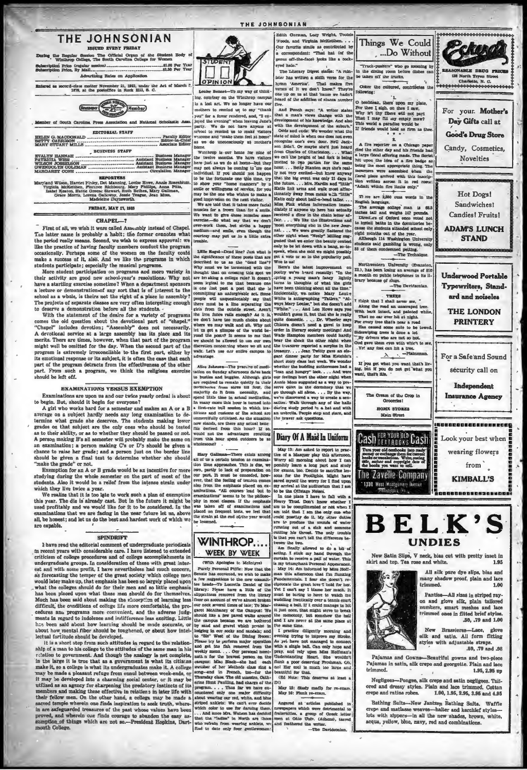# THE JOHNSONIAN

ISSUED EVERY FRIDAY

During the Regular Session The Official Organ of the Student Body of Winthrop College, The South Carolina College for Women

Subscription Price (regular session) ........................ $1.00 Per Year
Subscription Price, By Mail ........................ $1.50 Per Year

Advertising Rates on Application

Entered as second-class matter November 21, 1923, under the Act of March 3, 1879, at the postoffice in Rock Hill, S. C.

Member of South Carolina Press Association and National Scholastic Assn.

**EDITORIAL STAFF**

HELEN G. MACDONALD ........................ Faculty Editor
BETTY GARRISON ........................ Editor-in-Chief
MARY STUART MILLS ........................ Associate Editor

**BUSINESS STAFF**

EVALYN HANNAH ........................ Business Manager
PATRICIA WISE ........................ Assistant Business Manager
WILSON JOSSELSON ........................ Assistant Business Manager
GWENDOLYN COLEMAN ........................ Assistant Business Manager
MARGARET CONE ........................ Circulation Manager

**REPORTERS**

Maryland Wilson, Harriet Finley, Dot Manning, Louise Howe, Annie Rosenblum, Virginia McKeithen, Florence Richbourg, Mary Phillips, Anna Pitts, Isabel Keaton, Hattie Greene Stewart, Ruth Bethea, Mary Gallman, Grace Morris, Lorena Galloway, Jessie Teague, Jean Moss, Madeleine Haynsworth.

FRIDAY, MAY 17, 1935

## CHAPEL—?

First of all, we wish it were called Assembly instead of Chapel. The latter name is probably a habit; the former connotes what the period really means. Second, we wish to express approval: we like the practice of having faculty members conduct the program occasionally. Perhaps some of the women on the faculty could make a success of it, also. And we like the programs in which students participate; especially the musical programs.

More student participation on programs and more variety in their activity are good new school-year's resolutions. Why not have a startling exercise sometime? When a department sponsors a lecture or demonstration of any sort that is of interest to the school as a whole, is theirs not the right of a place in assembly? The projects of separate classes are very often interesting enough to deserve a demonstration before all the students.

With the statement of the desire for a variety of programs comes the old question about the devotional part of "chapel." "Chapel" includes devotion; "Assembly" does not necessarily. A devotional service at a large assembly has its place and its merits. There are times, however, when that part of the program might well be omitted for the day. When the second part of the program is extremely irreconcilable to the first part, either by its emotional response or its subject, it is often the case that each part of the program detracts from the effectiveness of the other part. From such a program, we think the religious exercise should be left off.

## EXAMINATIONS VERSUS EXEMPTION

Examinations are upon us and our twice yearly ordeal is about to begin. But, should it begin for everyone?

A girl who works hard for a semester and makes an A or a B average on a subject hardly needs any long examination to determine what grade she deserves. The students making lower grades on that subject are the only ones who should be tested as to their ability, or as to whether they should be passed or not. A person making B's all semester will probably make the same on an examination; a person making C's or D's should be given a chance to raise her grade; and a person just on the border line should be given a final test to determine whether she should "make the grade" or not.

Exemption for an A or B grade would be an incentive for more studying during the whole semester on the part of most of the students. Also it would be a relief from the intense strain under which they live twice a year.

We realize that it is too late to work such a plan of exemption this year. The die is already cast. But in the future it might be used profitably and we would like for it to be considered. In the examinations that we are facing in the near future let us, above all, be honest; and let us do the best and hardest work of which we are capable.

## SPINDRIFT

I have read the editorial comment of undergraduate periodicals in recent years with considerable care. I have listened to extended criticism of college procedures and of college accomplishments in undergraduate groups. In consideration of these with great interest and with some profit, I have nevertheless had much concern, as forecasting the temper of the great society which college men would later make up, that emphasis has been so largely placed upon what the colleges should do for their men and so little emphasis has been placed upon what these men should do for themselves. Much has been said about making the absorption of learning less difficult, the conditions of college life more comfortable, the procedures and programs more convenient, and the adverse judgments in regard to indolence and indifference less exciting. Little has been said about how learning should be made accurate, or about how mental fiber should be toughened, or about how intellectual fortitude should be developed.

It is a short step from such attitudes in regard to the relationship of a man to his college to the attitudes of the same man in his relation to government. And though the analogy is not complete, in the large it is true that as a government is what its citizens make it, so a college is what its undergraduates make it. A college may be made a pleasant refuge from ennui between week-ends, or it may be developed into a charming social center, or it may be utilized as an agency for sharpening the predatory instincts of its members and making these effective in relations in later life with their fellow men. On the other hand, a college may be made a sacred temple wherein one finds inspiration to seek truth, wherein are safeguarded treasures of the past whose values have been proved, and wherein one finds courage to abandon the easy assumption of things which are not so.—President Hopkins, Dartmouth College.

## STUDENT OPINION

Louise Bennet—To my way of thinking, courtesy on the Winthrop campus is a lost art. We no longer have our mothers to remind us to say "thank you" for a favor rendered, and, "I enjoyed the evening" when leaving Jane's party. We do not have anyone at school to remind us to make visitors welcome and "make them feel at home" as we do unconsciously at mother's home.

Winthrop is our home for nine of the twelve months. We have visitors here just as we do at home—but they may not always be coming to see one individual. If you should not happen to be the fortunate one this time, try to show your "home manners" by a smile or willingness of service, for you may be the one who wishes to make a good impression on the next visitor.

We are told that it takes more facial muscles for a frown than for a smile. We want to give these muscles some exercise—So what say that we don't over-work them, but strike a happy medium—and smile, even though the courtesy may put us to a little extra trouble.

Lillie Rogol—Dead line? Just what is the significance of these posts that are described to us as the "dead line"? Why must we be tormented with the thought that on crossing this spot we are breaking a college rule? It doesn't seem logical to me that because one is one foot past a post that she is committing an unforgivable act. Some people will unquestionably say that there must be a line separating the girls from the outside street. Aren't the iron fences walls enough? As it is, we don't have too much choice about where we may walk and sit. Why not let us get a glimpse of the world beyond the posts? It seems to me that we should be allowed to use our own discretion concerning where we sit and walk. Let's use our entire campus to advantage.

Alice Johnson—The practice of meditation on Sunday afternoons dates back to bustles and buggies. Although girls are required to remain quietly in their dormitories from three till four, the majority do it from necessity, and spend little time in actual meditation. In many cases this hour is turned into a first-rate bull session in which traditions and customs of the school are unmercifully criticized. As the situation now stands, are there any actual benefits derived from this hour? If so, would not the advantages resulting from this hour spent outdoors be as wholesome?

Mary Gallman—There exists among all of us a certain tension as examination time approaches. This is due, we own, partly to lack of preparation on our part. It must be conceded, however, that the feeling of tension comes also from the emphasis placed on examinations. "All courses lead but to examinations" seems to be the philosophy in most classes. If the emphasis was taken off of examinations and placed on frequent tests, we feel that the strain at the end of the year would be lessened.

## WINTHROP.... WEEK BY WEEK

(With Apologies to McIntyre)

Purely Personal Piffle: Now that the Senate has convened, we wish to make a few suggestions to the new committee heads—To Lucretia Daniel of the library: Please have a little of the library noise removed from the library floor on account of we've almost broken our neck several times of late; To Margaret McAlhaney of the Campus: We should like a few paved walks around the campus because we are bothered by mud and gravel which persist in lodging in our socks and sandals; and to "Sis" West of the Dining Room: Please try to perform major operation and get the fish removed from the weekly menu. . . . Our personal nomination for the bravest person on the campus: Miss Black—she had each member of her Methods class sing a song—and in French, too—for the Thursday class. The old maestro, Catherine Hunt Paulling, had charge of the program. . . . Thus far we have encountered only one major difficulty about wearing our red, white, and blue striped anklets: We can't ever decide which color to use for darning them. . . . And now Mrs. Watson has decided that the "ladies" in North are those who refrain from wearing anklets, we find to date only four gentlewomen: Edith Gorman, Lucy Wright, Tootsie Woods, and Virginia McKeithen. . . . Our favorite simile as contributed by a correspondent: "That hat (of the genus off-the-face) looks like a cock-eyed halo."

The Literary Digest states: "A minister has written a sixth verse for the hymn 'America.' That makes five verses of it we don't know." They're one up on us at that 'cause we hadn't heard of the addition of stanza number five.

And Punch says: "A writer states that a man's views change with the development of his knowledge. And also with the development of the suburb."

Odds and ends: We wonder what the state of mind is when one does not even recognize one's own door. Nell Jackson didn't. Or maybe she'd just heard from Charles of Charleston. . . . What we call the height of bad luck is being invited to two parties for the same hour. . . . Betty Blanton says she's really not very excited—but knew anyway that the big event was only 21 days in the future. . . . Mrs. Hardin and "little" Katie link arms and walk most affectionately away from meals—in "little" Katie only about half-a-head taller. . . . Miss Fink wishes information immediately if anyone up here has actually received a dime in the chain letter affair. . . . We like the illustrations and most everything else in the new Journal. . . . We were greatly flattered the other night when "Wooly" Milling suggested that we enter the beauty contest only to be let down with a bang, so-to-speak, when she said we might possibly get a vote or so in the popularity poll. Woe is us!

Here's the latest improvement on poetry we've heard recently: "In the spring a young man's fancy lightly turns to thoughts of what the girls have been thinking about all the time." Incidentally, we notice Mary Louise White is autographing "Tatlers." "Always Mary Louise," but she doesn't add "White." . . . And Lou Howe says you wouldn't guess it, but that she is really quite domestic. . . . Dr. Wheeler says Chicora doesn't need a gavel to keep order in literary society meetings! And Wade Hampton members could hardly bear the shock the other night when the treasurer reported a surplus in the treasury. . . . Jean Twitty gave an elegant dinner party for Miss Ketchin's short story class last week. We wonder whether the budding authoresses had a "lean and hungry" look. . . . And how our feelings hurt the other night when Annie Moss suggested as a way to preserve quiet in the dormitory that we go through all alone. . . . By the way, we've discovered a way to create a sensation. Walk through any of the halls during study period in a hat and with an umbrella. People stop and stare, and the braver ask questions.

## Diary Of A Maid In Uniform

May 13: Am asked to report to practice of a Masquer play this afternoon. Worry all morning about how I can possibly learn a long part and study for exams, too. Decide to sacrifice lessons for the Footlights. Might have saved myself the worry for I find upon my arrival at the auditorium that I am to be the Offstage Noises.

In one place I have to fall with a Heavy Thud. Don't know whether I am to be complimented or not when I am told that I am the only one who could possibly do it. My other duties are to produce the sounds of water running out of a sink and someone cutting his throat. The only trouble is that you can't tell the difference between the two.

Am finally allowed to do a bit of acting. I stick my hand through the curtain to receive a pair of water. This is my triumphant Personal Appearance.

May 14: Am informed by Miss Hoffman this afternoon that I'm flunking Fundamentals. I fear she doesn't reciprocate the great love I hold for her. Yet I can't say I blame her much. It must be trying to have to watch me waddling frantically over a tennis court chasing a ball. If I could manage to hit it just once, that might serve to break the monotony, but somehow the ball and I are never at the same place at the same time.

I practice diligently morning and evening trying to improve my Stroke. As yet have not managed to connect with a single ball. Can only hope and pray, and rely upon Miss Hoffman's Understanding Heart. She wouldn't flunk a poor deserving Freshman. Oh, no! Her soul is much too large and beautiful for that.

(Ed Note: This deserves at least a D!)

May 15: Study madly for re-exam.
May 16: Flunk re-exam.

Angered at articles published in newspapers which were detrimental to fraternities, a group of Greek letter men at Ohio Univ. (Athens), tarred and feathered the writer.

—The Davidsonian.

## Things We Could ...Do Without

"Truck-pushers" who go zooming by in the dining room before dishes can be taken off the trucks.

Coker the cultured, contributes the following:

1.

O beefsteak, there upon my plate,
For thee I sigh, on thee I saw,
Why isn't thy fibers will not part
That I may fill my empty maw?
This world a paradise would be
If friends would hold as firm as thee.

2.

A fire reporter on a Chicago paper died the other day and his friends had a large floral offering made. The florist hit upon the idea of a fire badge as being the most appropriate thing. The mourners were assembled when the floral piece arrived with this inscription written across it in red roses: "Admit within fire limits only."

There are 2,300 cuss words in the English language.

The average college man is 68.5 inches tall and weighs 142 pounds.

Directors of Oxford once voted not to install baths in the dormitories because the students attended school only eight months out of the year.

Although 114 Washington University students said gambling is wrong, only 33 of them condemned petting.

—The Technique.

Northwestern University (Evanston, Ill.), has been losing an average of $10 a month on public telephones in its library because of slugs.

—The Davidsonian.

**TREES**

I think that I shall never see,
Along the road an unscraped tree.
With bark intact, and painted white,
That no car ever hit at night.
For every tree that's near a road
Has caused some auto to be towed.
Sideswiping trees is done a lot
By drivers who are not so hot.
God gave them eyes with which to see,
Yet any fool can hit a tree.

—Plainsman.

If you get what you want that's living, but if you do not get what you want, that's life.

The Cream of the Crop in Groceries!
HOME STORES
Main Street

**Cash FOR YOUR OLD TEXTBOOKS Cash**

Turn your old textbooks into ready money or exchange them for current books or merchandise. Write, listing title, author and copyright date of the books you want to sell.

The Zavelle Company
1330 West Montgomery Avenue
Philadelphia, Pa.

**Eckerd's**
REASONABLE DRUG PRICES
126 North Tryon Street
Charlotte, N. C.

For your Mother's Day Gifts call at
Good's Drug Store
Candy, Cosmetics, Novelties

Hot Dogs!
Sandwiches!
Candies! Fruits!
ADAM'S LUNCH STAND

Underwood Portable Typewriters, Standard and noiseless
THE LONDON PRINTERY

For a Safe and Sound security call on
Independent Insurance Agency

Look your best when wearing flowers from KIMBALL'S

# BELK'S
## UNDIES

New Satin Slips, V neck, bias cut with pretty inset in skirt and top. Tea rose and white. 1.95

All silk pure dye slips, bias and many shadow proof, plain and lace trimmed. 1.00

Panties—All sizes in striped rayon and glove silk, plain tailored numbers, smart meshes and lace trimmed ones in fitted brief styles. .50, .79 and 1.00

New Brassieres—Lace, glove silk and satin. All form fitting styles with adjustable straps. .59, .79 and .98

Pajamas and Gowns—Beautiful gowns and two-piece Pajamas in satin, silk crepe and georgette. Plain and lace trimmed. 1.95, 2.95 up

Negligees—Pongee, silk crepe and satin negligees. Tailored and dressy styles. Plain and lace trimmed. Cotton crepe and ratine robes. 1.00, 1.95, 2.95, 3.95 and 4.95

Bathing Suits—New Jantzen Bathing Suits. Waffle crepe and matlasse weaves—halter and kerchief styles—lots with zippers—in all the new shades, brown, white, acqua, yellow, blue, navy, red and combinations.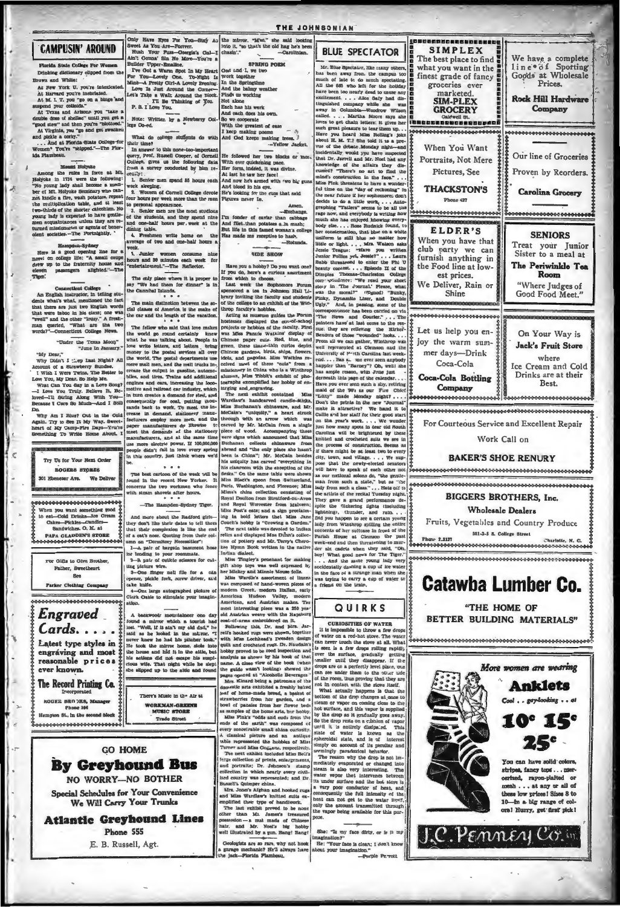# CAMPUSIN' AROUND

**Florida State College For Women**

Drinking dictionary clipped from the Brown and White:

At New York U. you're intoxicated.
At Harvard you're inebriated.
At M. I. T. you "go on a binge"and suspend your colloids."
At Texas and Arizona you "take a double dose of skollas" until you get a "good stew" and then you're "blotto."
At Virginia, you "go and get swacked and pickle a corky."
. . . And at Florida State College-for Women? You're "slipped."—The Florida Flambeau.

**Mount Holyoke**

Among the rules in force at Mt. Holyoke in 1734 were the following: "No young lady shall become a member of Mt. Holyoke Seminary who cannot kindle a fire, wash potatoes, repeat the multiplication table, and at least two-thirds of the shorter catechism. No young lady is expected to have gentlemen acquaintances unless they are returned missionaries or agents of benevolent societies.—The Portnightly.

**Hampden-Sydney**

Here is a good opening line for a novel on college life: "A small coupe drew up to the fraternity house and eleven passengers alighted."—The Tiger.

**Connecticut College**

An English instructor, in telling students what's what, mentioned the fact that there are just two English words that were taboo in his class; one was "swell" and the other "lousy." A freshman queried, "What are the two words?"—Connecticut College News.

"Under the Texas Moon"
"June In January."

"My Dear,"
Why Didn't I Sleep Last Night? All Account of a Strawberry Sundae.
I Wish I Were Twins. The Better to Love You, My Dear. So Help Me.
What Can You Say in a Love Song? —I Love You Truly. Believe It, Beloved—I'll String Along With You—Because I Care So Much—And I Still Do.
Why Am I Blue? Out in the Cold Again. Try to See It My Way, Sweetheart of My Camp-Fire Days—You're Something To Write Home About. I Only Have Eyes For You—Stay As Sweet As You Are—Forever.
Hush Your Fuss—Georgia's Gal—I Ain't Gonna Sin No More—You're a Builder Upper-Emaline.
I've Got a Warm Spot In My Heart For You—Lovely One. To-Night Is Mine—A Pretty Girl-A Lovely Evening.
Love Is Just Around the Corner—Let's Take a Walk Around the Block.
I'll Be Thinking of You.
P. S. I Love You.

Note: Written by a Newberry College Co-ed.

What do college students do with their time?

In answer to this none-too-important query, Prof. Russell Cooper, of Cornell College, gives us the following data from a survey conducted by him recently:

1. Senior men spend 55 hours each week sleeping.
2. Women of Cornell College devote four hours per week more than the men to personal appearance.
3. Senior men are the most studious of the students, and they spend nine and one-half hours per week at the dining table.
4. Freshmen write home on the average of two and one-half hours a week.
5. Junior women consume nine hours and 30 minutes each week for "entertainment."—The Reflector.

The only place where it is proper to say "We had them for dinner" is in the Cannibal Islands.

\* \* \*

The main distinction between the social classes of America is the make of the car and the length of the vacation.

\* \* \*

The fellow who said that love makes the world go round certainly knew what he was talking about. People in love write letters, and letters bring money to the postal services all over the world. The postal departments use more mail men, and the mail trucks increase the output in gasoline, automobiles, and tires. Trains add additional engines and cars, increasing the locomotive and railroad car industry, which in turn creates a demand for steel, and consequently for coal, putting thousands back to work. To meet the increase in demand, stationery manufacturers employ more men, and the paper manufacturers do likewise to meet the demands of the stationery manufacturers, and at the same time use more electric power. If 100,000,000 people didn't fall in love every spring in this country, just think where we'd be.

\* \* \*

The best cartoon of the week will be found in the recent New Yorker. It concerns the two workmen who fence with steam shovels after hours.

\* \* \*

—The Hampden-Sydney Tiger.

And more about the Radford girls—they don't like their dates to tell them that their complexion is like the end of a cat's nose. Quoting from their column on "Dormitory Necessities":

1—A pair of bargain basement hose for lending to your roommate.
2—A pair of cuticle scissors for cutting picture wire.
3—One finger nail file for a can opener, pickle fork, screw driver, and cake knife.
4—One large autographed picture of Clark Gable to stimulate your imagination.

A backwood mountaineer one day found a mirror which a tourist had lost. "Well, if it ain't my old dad," he said as he looked in the mirror. "I never knew he had his pitcher took." He took the mirror home, stole into the house and hid it in the attic, but his actions did not escape his suspicious wife. That night while he slept she slipped up to the attic and found the mirror. "Mm," she said looking into it, "so that's the old hag he's been chasin'." —Carolinian.

**SPRING POEM**

God and I, we two
Work together
In the Springtime
And the balmy weather
Finds us working
Not alone
Each has his work
And each does his own.
So we cooperate
With the greatest of ease
I keep making poems
And God keeps making trees. ?
—Yellow Jacket.

He followed her two blocks or more,
With ever quickening pace.
Her form, indeed, it was divine.
At last he saw her face!
And now he's armed with two big guns
And blood in his eye.
He's looking for the cuss that said
Figures never lie.
Amen.
—Exchange.

I'm fonder of caviar than cabbage
And filet than potatoes a la mash;
But life in this famed woman's college
Has made me receptive to hash.
—Rotunda.

## SIDE SHOW

Have you a hobby? Do you want one? If you do, here's a curious assortment from which to choose.

Last week the Sophomore Forum sponsored a tea in Johnson Hall Library inviting the faculty and students of the college to an exhibit of the Winthrop faculty's hobbies.

Acting as museum guides the Forum hostesses displayed the out-of-school projects or hobbies of the faculty. First was Miss Fannie Watkins' display of Chinese paper cuts. Red, blue, and green, these tissue-thin curios depict Chinese gardens, birds, ships, flowers, idols, and pagodas. Miss Watkins received most of these "cuts" from a missionary in China who is a Winthrop alumna. Miss Tibbit's exhibit of photographs exemplified her hobby of enlarging and engraving.

The next exhibit contained Miss Wardlaw's handcarved candle-sticks, Miss Buchanan's chinaware, and Mr. McCain's "uniquity," a heart struck through with an arrow which was carved by Mr. McCain from a single piece of wood. Accompanying these were signs which announced that Miss Buchanan collects chinaware from abroad and "the only place she hasn't been is China"; Mr. McCain besides his uniquity has carved "everything in his classroom with the exception of the desks." On the same table were shown Miss Black's spoon from Switzerland, Paris, Washington, and Florence; Miss Mims's china collection consisting of Royal Doulton from Stratford-on-Avon and Royal Worcester from Malvern; Miss Post's eats; and a sign proclaiming in bold letters that Miss Jane Coon's hobby is "Growing a Garden."

The next table was devoted to Indian relics and displayed Miss Dunn's collection of pottery and Mr. Terry's Cherokee Hymn Book written in the native Indian dialect.

Miss Tingley's penchant for making gift shop toys was well expressed by her Mickey and Minnie Mouse dolls.

Miss Wardle's assortment of linens was composed of hand-woven pieces of modern German, modern Italian, early American Hudson Valley, modern American, and Austrian makes. The most interesting piece was a 250 year old Austrian weave with the Hapsburg coat-of-arms embroidered on it.

Following this, Dr. and Mrs. Jarrell's hooked rugs were shown, together with Miss Lockhead's Dresden design quilt and crocheted rug. Dr. Naudain's hobby proved to be food inspection and analysis as shown by his book of that name. A close view of the book (when the guide wasn't looking) showed the pages opened at "Alcoholic Beverages."

Mrs. Kinard being a patroness of the domestic arts exhibited a freshly baked loaf of home-made bread, a basket of strawberries from her garden, and a bowl of pansies from her flower beds as samples of the home arts, her hobby. Miss Fink's "odds and ends from the ends of the earth" was composed of every conceivable small china curiosity. A classical picture and an antique table represented the hobbies of Miss Turner and Miss Coggans, respectively.

The next exhibit included Miss Bell's large collection of prints, enlargements, and portraits; Dr. Johnson's stamp collection in which nearly every civilized country was represented; and Dr. Russell's Quimper china.

Mrs. Jones's Afghan and hooked rugs and Miss Wardlaw's knitted suits exemplified their type of handiwork.

The last exhibit proved to be none other than Mr. James's treasured possession—a mat made of Chinese hair, and Mr. Noel's big hobby well illustrated by a gun. Bang! Bang!

Geologists are so rare, why not hook a garage mechanic? He'll always have the jack—Florida Flambeau.

# BLUE SPECTATOR

Mr. Blue Spectator, like many others, has been away from the campus too much of late to do much spectating. All the 665 who left for the holiday have been too nearly dead to cause any excitement. . . . Alice Sally had distinguished company while she was away in Columbia—Woodrow Wilson called. . . . Martha Moore says she loves to get chain letters; it gives her such great pleasure to tear them up. . . . Have you heard Miss Rolling's joke about H. M. T.? She told it as a preview of the debate Monday night—and incidentally would you have suspected that Dr. Jarrell and Mr. Noel had any knowledge of the affairs they discussed? "There's no art to find the mind's construction in the face." . . . Miss Pink threatens to have a wonderful time on the "day of reckoning" in the near future if her sophomores don't decide to do a little work. . . . Autographing "Tatlers" seems to be all the rage now, and everybody is writing how much she has enjoyed knowing everybody else. . . . Rose Rudnick found, to her consternation, that blue on a white uniform is still blue no matter how little or light. . . . Mrs. Watson asks Jessie Teague: "Have you written Junior Follies yet, Jessie?" . . . Laura Babb threatened to enter the Phi U beauty contest. . . . Episode II of the Dimples Thomas-Charleston College correspondence: "We read your short story in 'The Journal.' Please, what was the moral?" (Signed) "Bunky, Pinky, Dynamite Lizer, and Double Ugly." And, in passing, some of the correspondence has been carried on via "The News and Courier." . . . The painters have at last come to the rescue: they are relieving the Kirkel-Benders of those "wounded" looks. . . . From all we can gather, Winthrop was well represented at Clemson and the University of North Carolina last week-end. . . . Has anyone ever seen anybody happier than "Barney"? Oh, well! she has ample reason, with June just underneath this page of the calendar. . . . Have you ever seen such a shy, retiring maid of the 90's as our Fire Chief "Lilly" made Monday night? . . . Don't the prints in the new "Journal" make it attractive? We hand it to Callie and her staff for their good start on this year's work. . . . We wonder just how many spots in dear old South Carolina will be brightened by these knitted and crocheted suits we are in the process of construction. Seems as if there might be at least two to every city, town, and village. . . . We suppose that the newly-elected senators will have to speak of each other not as our national solons do, "the gentleman from such a state," but as "the lady from such a class." . . . Hats off to the artists of the recital Tuesday night. They gave a grand performance despite the flickering lights (including lightning), thunder, and rain. . . . Did you happen to see a certain young lady from Winthrop spilling the entire contents of her suitcase in front of the Parish House at Clemson the past week-end and then threatening to murder six cadets when they said, "Oh, boy! What good news for The Tiger." . . . And the same young lady very accidentally dashing a cup of ice water in the face of a strange man when she was trying to carry a cup of water to a friend on the train.

## QUIRKS

**CURIOSITIES OF WATER**

It is impossible to throw a few drops of water on a red-hot stove. The water can never touch the stove at all. What is seen is a few drops rolling rapidly over the surface, gradually getting smaller until they disappear. If the drops are on a perfectly level plane, one can see under them to the other side of the room, thus proving that they are not in contact with the stove itself.

What actually happens is that the bottom of the drop changes at once to steam or vapor on coming close to the hot surface, and this vapor is supplied by the drop as it gradually goes away. So the drop rests on a cushion of vapor until it is entirely dissipated. This state of water is known as the spheroidal state, and is of interest simply on account of its peculiar and seemingly paradoxical behavior.

The reason why the drop is not immediately evaporated or changed into steam is also very interesting. The water vapor that intervenes between its under surface and the hot stove is a very poor conductor of heat, and consequently the full intensity of the heat can not get to the water itself, only the amount transmitted through the vapor being available for this purpose.

She: "Is my face dirty, or is it my imagination?"
He: "Your face is clean; I don't know about your imagination."
—Purple Parrott

---

**SIMPLEX**
The best place to find what you want in the finest grade of fancy groceries ever marketed.
**SIM-PLEX GROCERY**
Caldwell St.

We have a complete line of Sporting Goods at Wholesale Prices.
**Rock Hill Hardware Company**

When You Want Portraits, Not Mere Pictures, See
**THACKSTON'S**
Phone 437

Our line of Groceries Proven by Reorders.
**Carolina Grocery**

**ELDER'S**
When you have that club party we can furnish anything in the Food line at lowest prices.
We Deliver, Rain or Shine

**SENIORS**
Treat your Junior Sister to a meal at
**The Periwinkle Tea Room**
"Where Judges of Good Food Meet."

Let us help you enjoy the warm summer days—Drink Coca-Cola
**Coca-Cola Bottling Company**

On Your Way is **Jack's Fruit Store** where Ice Cream and Cold Drinks are at their Best.

For Courteous Service and Excellent Repair Work Call on
**BAKER'S SHOE RENURY**

**BIGGERS BROTHERS, Inc.**
Wholesale Dealers
Fruits, Vegetables and Country Produce
Phone 2-3137 — 301-3-5 S. College Street — Charlotte, N. C.

**Catawba Lumber Co.**
"THE HOME OF BETTER BUILDING MATERIALS"

More women are wearing
**Anklets**
Cool . . . gay-looking . . . at
**10c 15c 25c**
You can have solid colors, stripes, fancy tops . . . mercerized, rayon-plaited or mesh . . . at any or all of these low prices! Sizes 8 to 10—in a big range of colors! Hurry, get first pick!
**J.C. Penney Co.**

Try Us for Your Next Order
**ROGERS STORES**
301 Ebenezer Ave. We Deliver

When you want something good to eat—Cold Drinks—Ice Cream Cakes—Pickles—Candies—Sandwiches. O. K. at
**PAPA GLADDEN'S STORE**

For Gifts to Give Brother, Father, Sweetheart See
**Parker Clothing Company**

**Engraved Cards. . . .**
Latest type styles in engraving and most reasonable prices ever known.
**The Record Printing Co.**
Incorporated
ROGER BROOKS, Manager
Phone 164
Hampton St., in the second block

There's Music in the Air at
**WORKMAN-GREENE MUSIC STORE**
Trade Street

**GO HOME**
**By Greyhound Bus**
NO WORRY—NO BOTHER
Special Schedules for Your Convenience
We Will Carry Your Trunks
**Atlantic Greyhound Lines**
Phone 555
E. B. Russell, Agt.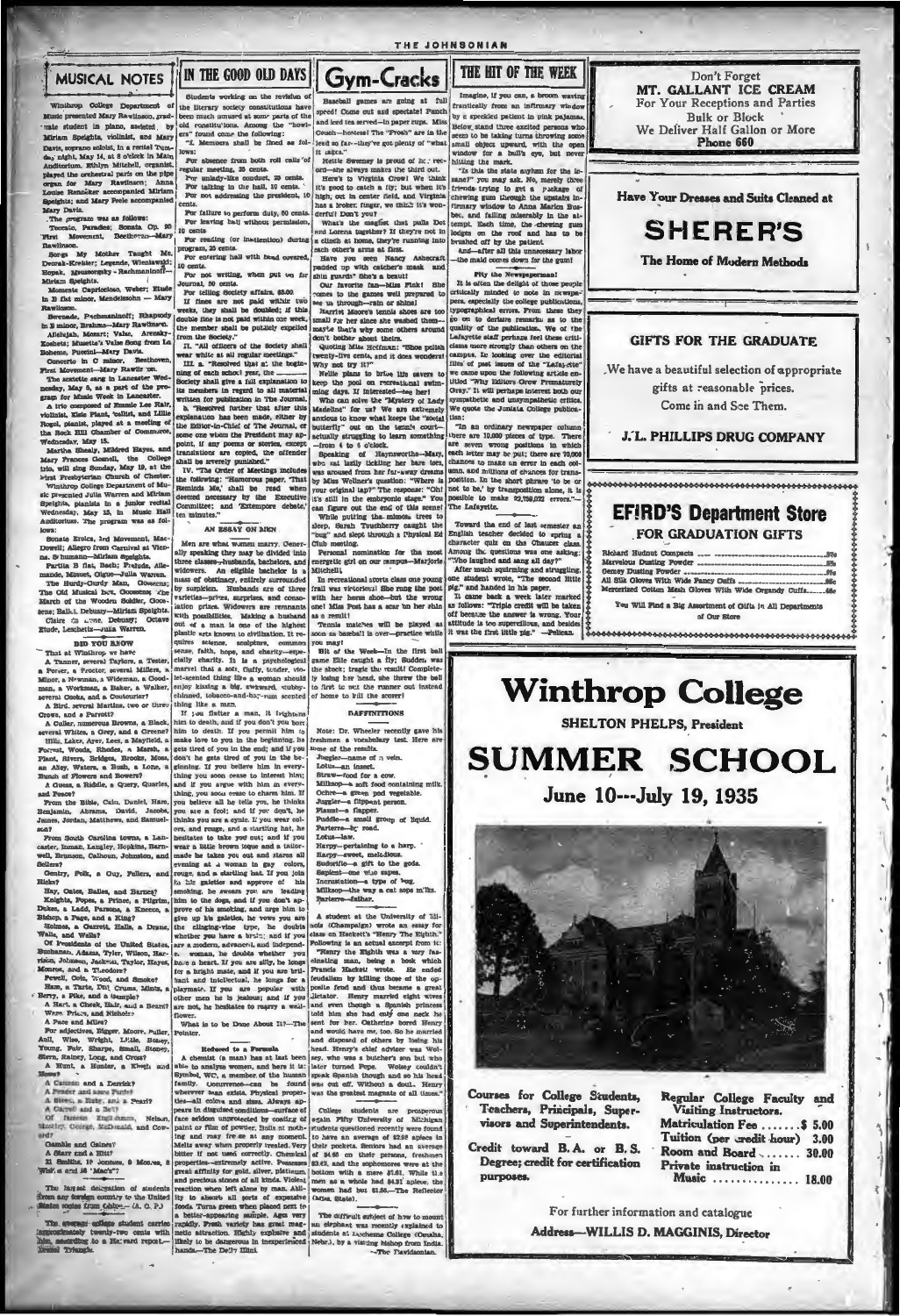## MUSICAL NOTES

Winthrop College Department of Music presented Mary Rawlinson, graduate student in piano, assisted by Miriam Speights, violinist, and Mary Davis, soprano soloist, in a recital Tuesday night, May 14, at 8 o'clock in Main Auditorium. Ethlyn Mitchell, organist, played the orchestral parts on the pipe organ for Mary Rawlinson; Anna Louise Renneker accompanied Miriam Speights; and Mary Peele accompanied Mary Davis.

The program was as follows:

Toccata, Paradies; Sonata Op. 90 First Movement, Beethoven—Mary Rawlinson.

Songs My Mother Taught Me, Dvorak-Kreisler; Legende, Wieniawski; Hopak, Moussorgsky - Rachmaninoff—Miriam Speights.

Momento Capriccioso, Weber; Etude in B flat minor, Mendelssohn — Mary Rawlinson.

Serenade, Pachmaninoff; Rhapsody in B minor, Brahms—Mary Rawlinson.

Allelujah, Mozart; Valse, Arensky-Koshetz; Musetta's Valse Song from La Boheme, Puccini—Mary Davis.

Concerto in C minor, Beethoven, First Movement—Mary Rawlinson.

The ensemble class sang to Lancaster Wednesday, May 8, as a part of the program for Music Week in Lancaster.

A trio composed of Fannie Lee Hair, violinist, Kate Plant, 'cellist, and Lillie Rogol, pianist, played at a meeting of the Rock Hill Chamber of Commerce, Wednesday, May 15.

Martha Shealy, Mildred Hayes, and Mary Frances Connell, the College trio, will sing Sunday, May 19, at the First Presbyterian Church of Chester.

Winthrop College Department of Music presented Julia Warren and Miriam Speights, pianists in a junior recital Wednesday, May 15, in Music Hall Auditorium. The program was as follows:

Sonata Eroica, 3rd Movement, MacDowell; Allegro from Carnival at Vienna, Schumann—Miriam Speights.

Partita B flat, Bach; Prelude, Allemande, Minuet, Gigue—Julia Warren.

The Hurdy-Gurdy Man, Goossens; The Old Musical Box, Goossens; The March of the Wooden Soldier, Goossens; Ballad, Debussy—Miriam Speights.

Claire de Lune, Debussy; Octave Etude, Leschetiz—Julia Warren.

### DID YOU KNOW

That at Winthrop we have

A Tanner, several Taylors, a Tester, a Porter, a Proctor, several Millers, a Minor, a Newman, a Wideman, a Goodman, a Workman, a Baker, a Walker, several Cooks, and a Cockmaster?

A Bird, several Martins, two or three Crows, and a Parrott?

A Culler, numerous Browns, a Black, several Whites, a Grey, and a Greene?

Hills, Lakes, Ayer, Lees, a Mayfield, a Forrest, Woods, Rhodes, a Marsh, a Plant, Rivers, Bridges, Brooks, Moss, an Alsey, Waters, a Bush, a Lone, a Bunch of Flowers and Bowers?

A Guess, a Riddle, a Query, Quarles, and Peace?

From the Bible, Cain, Daniel, Ham, Benjamin, Abrams, David, Jacobs, James, Jordan, Matthews, and Samuels?

From South Carolina towns, a Lancaster, Inman, Langley, Hopkins, Barnwell, Bronson, Calhoun, Johnston, and Sellers?

Gentry, Folk, a Guy, Fullers, and Rich?

Hay, Oates, Balles, and Barnes?

Knights, Popes, a Prince, a Pilgrim, Dukes, a Ladd, Parsons, a Kneece, a Bishop, a Page, and a King?

Holmes, a Garrett, Halls, a Drane, Walls, and Wells?

Of Presidents of the United States, Buchanan, Adams, Tyler, Wilson, Harrison, Johnson, Jackson, Taylor, Hayes, Monroe, and a Theodore?

Pevell, Cole, Wood, and Smoke?

Ham, a Tarte, Dill, Crums, Mints, a Berry, a Pike, and a Temple?

A Hart, a Cheek, Hair, and a Beard?

Ware, Prices, and Nichols?

A Pace and Miles?

For adjectives, Bigger, Moore, Fuller, Auil, Wise, Wright, Little, Sawey, Young, Fair, Sharpe, Small, Stoney, Stern, Rainey, Long, and Cross?

A Hunt, a Hunter, a Keigh and House?

A Cannon and a Derrick?

A Fender and some Purdy?

A Bless, a Ruby, and a Pearl?

A Carroll and a Bell?

Of famous Englishmen, Nelson, Moutley, George, McDonald, and Coward?

Gamble and Gaines?

A Starr and a Hill?

21 Smiths, 10 Joneses, 9 Moores, 8 Wells, and 18 'Mac's'?

The largest delegation of students from any foreign country to the United States comes from China.—(A. C. P.)

The average college student carries approximately twenty-two cents with him, according to a Harvard report.—Bradley Triangle.

## IN THE GOOD OLD DAYS

Students working on the revision of the literary society constitutions have been much amused at some parts of the old constitutions. Among the "howlers" found come the following:

"I. Members shall be fined as follows:

For absence from both roll calls of regular meeting, 25 cents.

For unlady-like conduct, 25 cents.

For talking in the hall, 10 cents.

For not addressing the president, 10 cents.

For failure to perform duty, 50 cents.

For leaving hall without permission, 10 cents.

For reading (or inattention) during program, 25 cents.

For entering hall with head covered, 10 cents.

For not writing, when put on for Journal, 50 cents.

For telling Society affairs, $5.00.

If fines are not paid within two weeks, they shall be doubled; if this double fine is not paid within one week, the member shall be publicly expelled from the Society."

II. "All officers of the Society shall wear white at all regular meetings."

III. a. "Resolved that at the beginning of each school year, the Society shall give a full explanation to its members in regard to all material written for publication in The Journal.

b. "Resolved further that after this explanation has been made, either by the Editor-in-Chief of The Journal, or some one whom the President may appoint, if any poems or stories, except translations are copied, the offender shall be severely punished."

IV. "The Order of Meetings includes the following: 'Humorous paper,' 'That Reminds Me,' shall be read when deemed necessary by the Executive Committee: and 'Extempore debate,' ten minutes."

### AN ESSAY ON MEN

Men are what women marry. Generally speaking they may be divided into three classes—husbands, bachelors, and widowers. An eligible bachelor is a mass of obstinacy, entirely surrounded by suspicion. Husbands are of three varieties—prizes, surprises, and consolation prizes. Widowers are remnants with possibilities. Making a husband out of a man is one of the highest plastic arts known to civilization. It requires science, sculpture, common sense, faith, hope, and charity—especially charity. It is a psychological marvel that a soft, fluffy, tender, violet-scented thing like a woman should enjoy kissing a big, awkward, stubby-chinned, tobacco-and-bay-rum scented thing like a man.

If you flatter a man, it frightens him to death. If you don't you bore him to death. If you permit him to make love to you in the beginning, he gets tired of you in the end; and if you don't he gets tired of you in the beginning. If you believe him in everything you soon cease to interest him; and if you argue with him in everything, you soon cease to charm him. If you believe all he tells you, he thinks you are a fool; and if you don't, he thinks you are a cynic. If you wear colors, and rouge, and a startling hat, he hesitates to take you out; and if you wear a little brown toque and a tailor-made he takes you out and stares all evening at a woman in gay colors, rouge, and a startling hat. If you join in his gaieties and approve of his smoking, he swears you are leading him to the dogs, and if you don't approve of his smoking, and urge him to give up his gaieties, he vows you are a bore. If you are the clinging-vine type, he doubts whether you have a brain; and if you are a modern, advanced, and independent woman, he doubts whether you have a heart. If you are silly, he longs for a bright mate, and if you are brilliant and intellectual, he longs for a playmate. If you are popular with other men he is jealous; and if you are not, he hesitates to marry a wallflower.

What is to be Done About It?—The Pointer.

### Reduced to a Formula

A chemist (a man) has at last been able to analyze woman, and here it is:

Symbol, WC, a member of the human family. Occurrence—can be found wherever man exists. Physical properties—all colors and sizes. Always appears in disguised conditions—surface of face seldom unprotected by coating of paint or film of powder. Boils at nothing and may freeze at any moment. Melts away when properly treated. Very bitter if not used correctly. Chemical properties—extremely active. Possesses great affinity for gold, silver, platinum, and precious stones of all kinds. Violent reaction when left alone by man. Ability to absorb all sorts of expensive foods. Turns green when placed next to a better-appearing sample. Ages very rapidly. Fresh variety has great magnetic attraction. Highly explosive and likely to be dangerous in inexperienced hands.—The Daily Illini.

## Gym-Cracks

Baseball games are going at full speed! Come out and spectate! Punch and iced tea served—in paper cups. Miss Couch—hostess! The "Frosh" are in the lead so far—they've got plenty of "what it takes."

Nettie Sweeney is proud of her record—she always makes the third out.

Here's to Virginia Crow! We think it's good to catch a fly; but when it's high, out in center field, and Virginia has a broken finger, we think it's wonderful! Don't you?

What's the magnet that pulls Dot and Lorena together? If they're not in a clinch at home, they're running into each other's arms at first.

Have you seen Nancy Ashcraft padded up with catcher's mask and shin guards? She's a beaut!

Our favorite fan—Miss Fink! She comes to the games well prepared to see us through—rain or shine!

Harriet Moore's tennis shoes are too small for her since she washed them—maybe that's why some others around don't bother about theirs.

Quoting Miss Hoffman: "Shoe polish twenty-five cents, and it does wonders! Why not try it?"

Nellie plans to bring life savers to keep the pool on recreational swimming days. If interested—see her!

Who can solve the "Mystery of Lady Madeline" for us? We are extremely anxious to know what keeps the "social butterfly" out on the tennis court—actually struggling to learn something—from 4 to 5 o'clock.

Speaking of Haynsworths—Mary, who was lazily tickling her bare toes, was aroused from her far-away dreams by Miss Wellner's question: "Where is your original lap?" The response: "Oh! it's still in the embryonic stage." You can figure out the end of this scene!

While putting the mimosa trees to sleep, Sarah Trueblood caught the "bug" and slept through a Physical Ed Club meeting.

Personal nomination for the most energetic girl on our campus—Marjorie Mitchell.

In recreational sports class one young frail was victorious! She rung the bell with her horse shoe—but the wrong one! Miss Post has a scar to her chin as a result!

Tennis matches will be played as soon as baseball is over—practice while you may!

Hit of the Week—In the first ball game Ellie caught a fly. Sudden was the shock; tragic the result! Completely losing her head, she threw the ball to first to get the runner out instead of home to kill the scorer!

### DAFFINITIONS

Note: Dr. Wheeler recently gave his freshmen a vocabulary test. Here are some of the results.

Temple—name of a vein.
Lotus—an insect.
Straw—food for a cow.
Milksop—a soft food containing milk.
Ochre—a green pod vegetable.
Juggler—a flippant person.
Plasma—a flapper.
Puddle—a small group of liquid.
Parterre—by road.
Lotus—law.
Harpy—pertaining to a harp.
Harpy—sweet, melodious.
Sudorific—a gift to the gods.
Sapient—one who sapes.
Incrustation—a type of bug.
Milksop—the way a cat sops milks.
Parterre—father.

A student at the University of Illinois (Champaign) wrote an essay for class on Hackett's "Henry The Eighth." Following is an actual excerpt from it:

"Henry the Eighth was a very fascinating man, being a book which Francis Hackett wrote. He ended feudalism by killing those of the opposite feud and thus became a great dictator. Henry married eight wives and even though a Spanish princess told him she had only one neck he sent for her. Catherine bored Henry and would have me, too. So he married and disposed of others by losing his head. Henry's chief adviser was Wolsey, who was a butcher's son but who later turned Pope. Wolsey couldn't speak Spanish though and so his head was cut off. Without a doubt, Henry was the greatest magnate of all times."

College students are prosperous again. Fifty University of Michigan students questioned recently were found to have an average of $2.98 apiece in their pockets. Seniors had an average of $4.60 on their persons, freshmen $2.43, and the sophomores were at the bottom with a mere $1.81. While the men as a whole had $4.31 apiece, the women had but $1.86.—The Reflector (Utica State).

The difficult subject of how to mount an elephant was recently explained to students at Creighton College (Omaha, Nebr.), by a visiting bishop from India.—The Davidsonian.

## THE HIT OF THE WEEK

Imagine, if you can, a broom waving frantically from an infirmary window by a speckled patient in pink pajamas. Below stand three excited persons who seem to be taking turns throwing some small object upward, with the open window for a bull's eye, but never hitting the mark.

"Is this the state asylum for the insane?" you may ask. No, merely three friends trying to get a package of chewing gum through the upstairs infirmary window to Anna Marion Busbee, and failing miserably in the attempt. Each time, the chewing gum lodges on the roof and has to be brushed off by the patient.

And—after all this unnecessary labor—the maid comes down for the gum!

### Fifty the Newspaperman!

It is often the delight of those people critically minded to note in newspapers, especially the college publications, typographical errors. From these they go on to deriare remarks as to the quality of the publication. We of the Lafayette staff perhaps feel these criticisms more strongly than others on the campus. In looking over the editorial files of past issues of the "Lafayette" we came upon the following article entitled "Why Editors Grow Prematurely Grey." It will perhaps interest both our sympathetic and unsympathetic critics. We quote the Juniata College publication:

"In an ordinary newspaper column there are 10,000 pieces of type. There are seven wrong positions in which each letter may be put; there are 70,000 chances to make an error in each column, and millions of chances for transposition. In the short phrase 'to be or not to be,' by transposition alone, it is possible to make 2,759,022 errors."—The Lafayette.

Toward the end of last semester an English teacher decided to spring a character quiz on the Chaucer class. Among the questions was one asking: "Who laughed and sang all day?"

After much squirming and struggling, one student wrote, "The second little pig," and handed in his paper.

It came back a week later marked as follows: "Triple credit will be taken off because the answer is wrong. Your attitude is too supercilious, and besides it was the first little pig."—Pelican.

---

Don't Forget
**MT. GALLANT ICE CREAM**
For Your Receptions and Parties
Bulk or Block
We Deliver Half Gallon or More
Phone 660

---

Have Your Dresses and Suits Cleaned at
# SHERER'S
The Home of Modern Methods

---

### GIFTS FOR THE GRADUATE

We have a beautiful selection of appropriate gifts at reasonable prices. Come in and See Them.

**J. L. PHILLIPS DRUG COMPANY**

---

## EFIRD'S Department Store
### FOR GRADUATION GIFTS

| | |
|---|---|
| Richard Hudnut Compacts | .....$1c |
| Marvelous Dusting Powder | .....$5c |
| Gemey Dusting Powder | .....$7c |
| All Silk Gloves With Wide Fancy Cuffs | .....$8c |
| Mercerized Cotton Mesh Gloves With Wide Organdy Cuffs | .....48c |

You Will Find a Big Assortment of Gifts in All Departments of Our Store

---

# Winthrop College
SHELTON PHELPS, President

# SUMMER SCHOOL
## June 10---July 19, 1935

Courses for College Students, Teachers, Principals, Supervisors and Superintendents.

Credit toward B. A. or B. S. Degree; credit for certification purposes.

Regular College Faculty and Visiting Instructors.

| | |
|---|---|
| Matriculation Fee | $ 5.00 |
| Tuition (per credit hour) | 3.00 |
| Room and Board | 30.00 |
| Private instruction in Music | 18.00 |

For further information and catalogue
Address—WILLIS D. MAGGINIS, Director